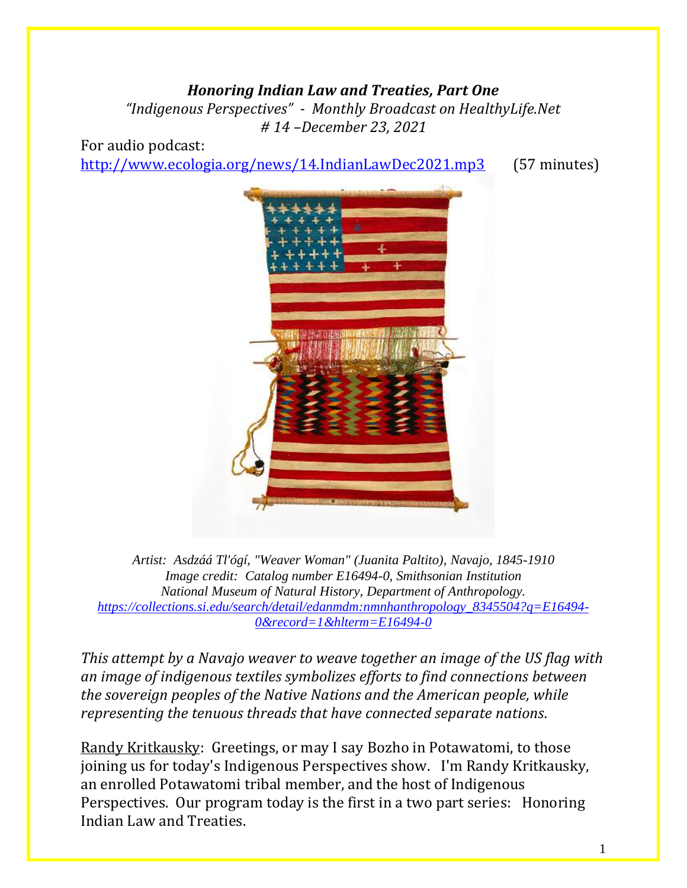***Honoring Indian Law and Treaties, Part One***

*"Indigenous Perspectives" - Monthly Broadcast on HealthyLife.Net*
*# 14 –December 23, 2021*

For audio podcast:
http://www.ecologia.org/news/14.IndianLawDec2021.mp3 (57 minutes)

*Artist: Asdzáá Tl'ógí, "Weaver Woman" (Juanita Paltito), Navajo, 1845-1910*
*Image credit: Catalog number E16494-0, Smithsonian Institution*
*National Museum of Natural History, Department of Anthropology.*
*https://collections.si.edu/search/detail/edanmdm:nmnhanthropology_8345504?q=E16494-0&record=1&hlterm=E16494-0*

*This attempt by a Navajo weaver to weave together an image of the US flag with an image of indigenous textiles symbolizes efforts to find connections between the sovereign peoples of the Native Nations and the American people, while representing the tenuous threads that have connected separate nations.*

Randy Kritkausky: Greetings, or may I say Bozho in Potawatomi, to those joining us for today's Indigenous Perspectives show. I'm Randy Kritkausky, an enrolled Potawatomi tribal member, and the host of Indigenous Perspectives. Our program today is the first in a two part series: Honoring Indian Law and Treaties.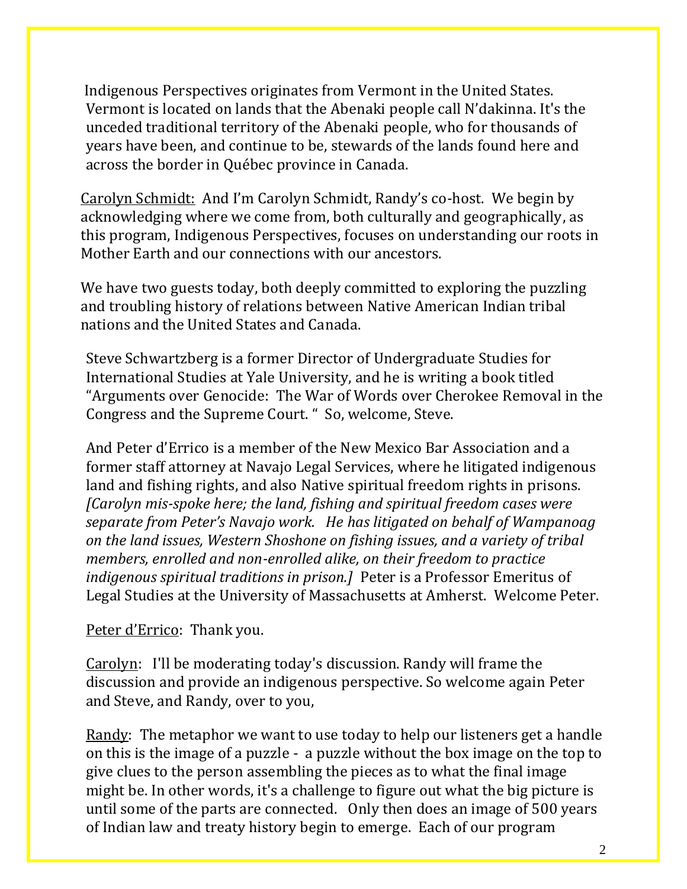Indigenous Perspectives originates from Vermont in the United States. Vermont is located on lands that the Abenaki people call N'dakinna. It's the unceded traditional territory of the Abenaki people, who for thousands of years have been, and continue to be, stewards of the lands found here and across the border in Québec province in Canada.

Carolyn Schmidt: And I'm Carolyn Schmidt, Randy's co-host. We begin by acknowledging where we come from, both culturally and geographically, as this program, Indigenous Perspectives, focuses on understanding our roots in Mother Earth and our connections with our ancestors.

We have two guests today, both deeply committed to exploring the puzzling and troubling history of relations between Native American Indian tribal nations and the United States and Canada.

Steve Schwartzberg is a former Director of Undergraduate Studies for International Studies at Yale University, and he is writing a book titled "Arguments over Genocide: The War of Words over Cherokee Removal in the Congress and the Supreme Court. " So, welcome, Steve.

And Peter d'Errico is a member of the New Mexico Bar Association and a former staff attorney at Navajo Legal Services, where he litigated indigenous land and fishing rights, and also Native spiritual freedom rights in prisons. *[Carolyn mis-spoke here; the land, fishing and spiritual freedom cases were separate from Peter's Navajo work. He has litigated on behalf of Wampanoag on the land issues, Western Shoshone on fishing issues, and a variety of tribal members, enrolled and non-enrolled alike, on their freedom to practice indigenous spiritual traditions in prison.]* Peter is a Professor Emeritus of Legal Studies at the University of Massachusetts at Amherst. Welcome Peter.

Peter d'Errico: Thank you.

Carolyn: I'll be moderating today's discussion. Randy will frame the discussion and provide an indigenous perspective. So welcome again Peter and Steve, and Randy, over to you,

Randy: The metaphor we want to use today to help our listeners get a handle on this is the image of a puzzle - a puzzle without the box image on the top to give clues to the person assembling the pieces as to what the final image might be. In other words, it's a challenge to figure out what the big picture is until some of the parts are connected. Only then does an image of 500 years of Indian law and treaty history begin to emerge. Each of our program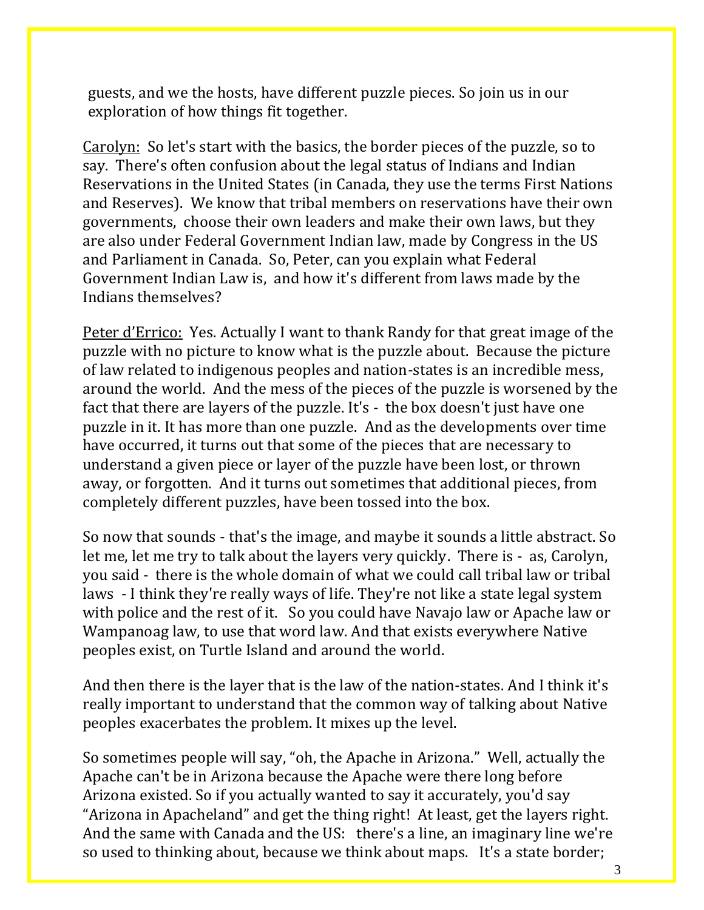guests, and we the hosts, have different puzzle pieces. So join us in our exploration of how things fit together.

Carolyn: So let's start with the basics, the border pieces of the puzzle, so to say. There's often confusion about the legal status of Indians and Indian Reservations in the United States (in Canada, they use the terms First Nations and Reserves). We know that tribal members on reservations have their own governments, choose their own leaders and make their own laws, but they are also under Federal Government Indian law, made by Congress in the US and Parliament in Canada. So, Peter, can you explain what Federal Government Indian Law is, and how it's different from laws made by the Indians themselves?

Peter d'Errico: Yes. Actually I want to thank Randy for that great image of the puzzle with no picture to know what is the puzzle about. Because the picture of law related to indigenous peoples and nation-states is an incredible mess, around the world. And the mess of the pieces of the puzzle is worsened by the fact that there are layers of the puzzle. It's - the box doesn't just have one puzzle in it. It has more than one puzzle. And as the developments over time have occurred, it turns out that some of the pieces that are necessary to understand a given piece or layer of the puzzle have been lost, or thrown away, or forgotten. And it turns out sometimes that additional pieces, from completely different puzzles, have been tossed into the box.

So now that sounds - that's the image, and maybe it sounds a little abstract. So let me, let me try to talk about the layers very quickly. There is - as, Carolyn, you said - there is the whole domain of what we could call tribal law or tribal laws - I think they're really ways of life. They're not like a state legal system with police and the rest of it. So you could have Navajo law or Apache law or Wampanoag law, to use that word law. And that exists everywhere Native peoples exist, on Turtle Island and around the world.

And then there is the layer that is the law of the nation-states. And I think it's really important to understand that the common way of talking about Native peoples exacerbates the problem. It mixes up the level.

So sometimes people will say, "oh, the Apache in Arizona." Well, actually the Apache can't be in Arizona because the Apache were there long before Arizona existed. So if you actually wanted to say it accurately, you'd say "Arizona in Apacheland" and get the thing right! At least, get the layers right. And the same with Canada and the US: there's a line, an imaginary line we're so used to thinking about, because we think about maps. It's a state border;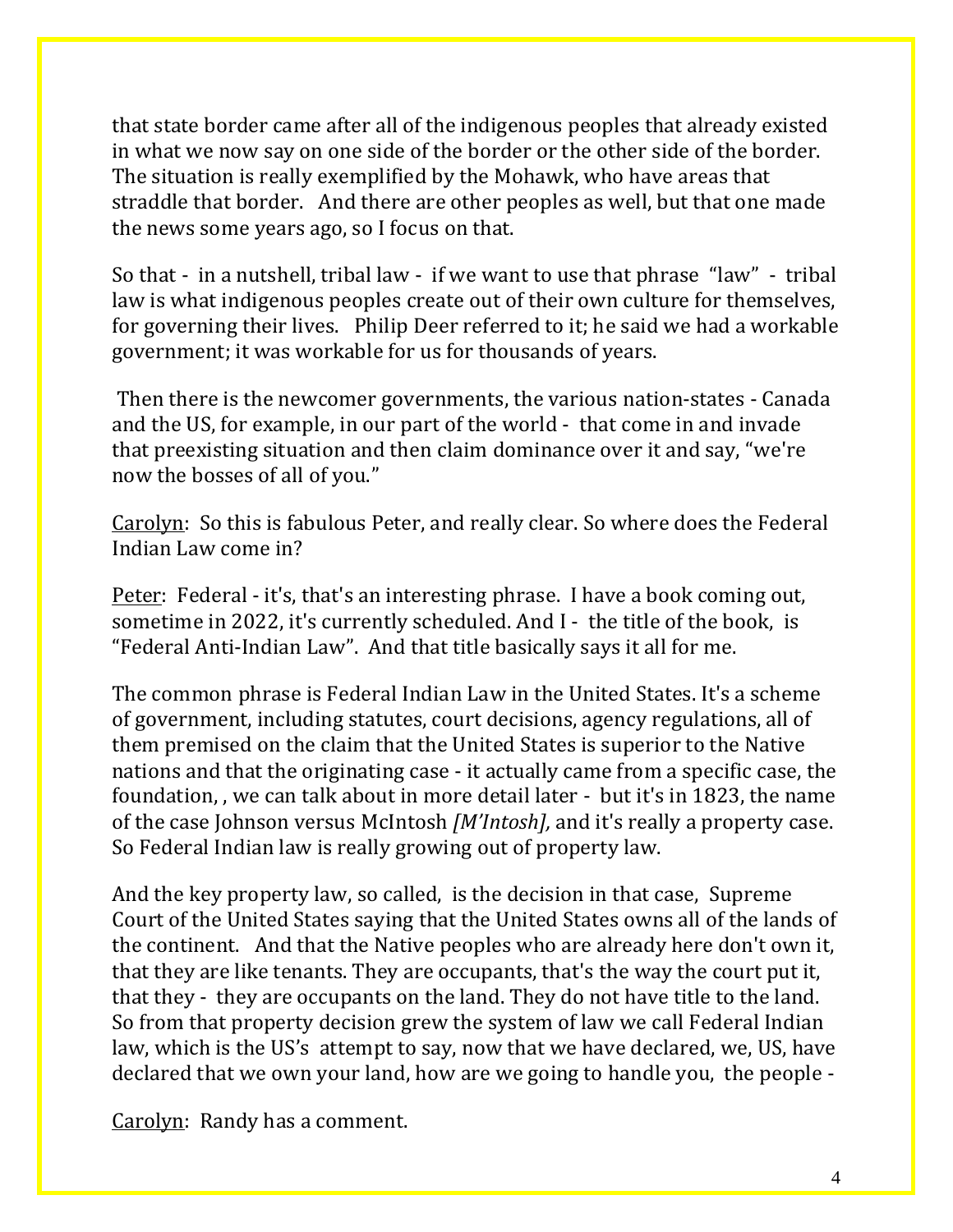that state border came after all of the indigenous peoples that already existed in what we now say on one side of the border or the other side of the border. The situation is really exemplified by the Mohawk, who have areas that straddle that border.   And there are other peoples as well, but that one made the news some years ago, so I focus on that.

So that -  in a nutshell, tribal law -  if we want to use that phrase  "law"  -  tribal law is what indigenous peoples create out of their own culture for themselves, for governing their lives.   Philip Deer referred to it; he said we had a workable government; it was workable for us for thousands of years.

Then there is the newcomer governments, the various nation-states - Canada and the US, for example, in our part of the world -  that come in and invade that preexisting situation and then claim dominance over it and say, "we're now the bosses of all of you."

<u>Carolyn</u>:  So this is fabulous Peter, and really clear. So where does the Federal Indian Law come in?

<u>Peter</u>:  Federal - it's, that's an interesting phrase.  I have a book coming out, sometime in 2022, it's currently scheduled. And I -  the title of the book,  is "Federal Anti-Indian Law".  And that title basically says it all for me.

The common phrase is Federal Indian Law in the United States. It's a scheme of government, including statutes, court decisions, agency regulations, all of them premised on the claim that the United States is superior to the Native nations and that the originating case - it actually came from a specific case, the foundation, , we can talk about in more detail later -  but it's in 1823, the name of the case Johnson versus McIntosh *[M'Intosh],* and it's really a property case. So Federal Indian law is really growing out of property law.

And the key property law, so called,  is the decision in that case,  Supreme Court of the United States saying that the United States owns all of the lands of the continent.   And that the Native peoples who are already here don't own it, that they are like tenants. They are occupants, that's the way the court put it, that they -  they are occupants on the land. They do not have title to the land. So from that property decision grew the system of law we call Federal Indian law, which is the US's  attempt to say, now that we have declared, we, US, have declared that we own your land, how are we going to handle you,  the people -

<u>Carolyn</u>:  Randy has a comment.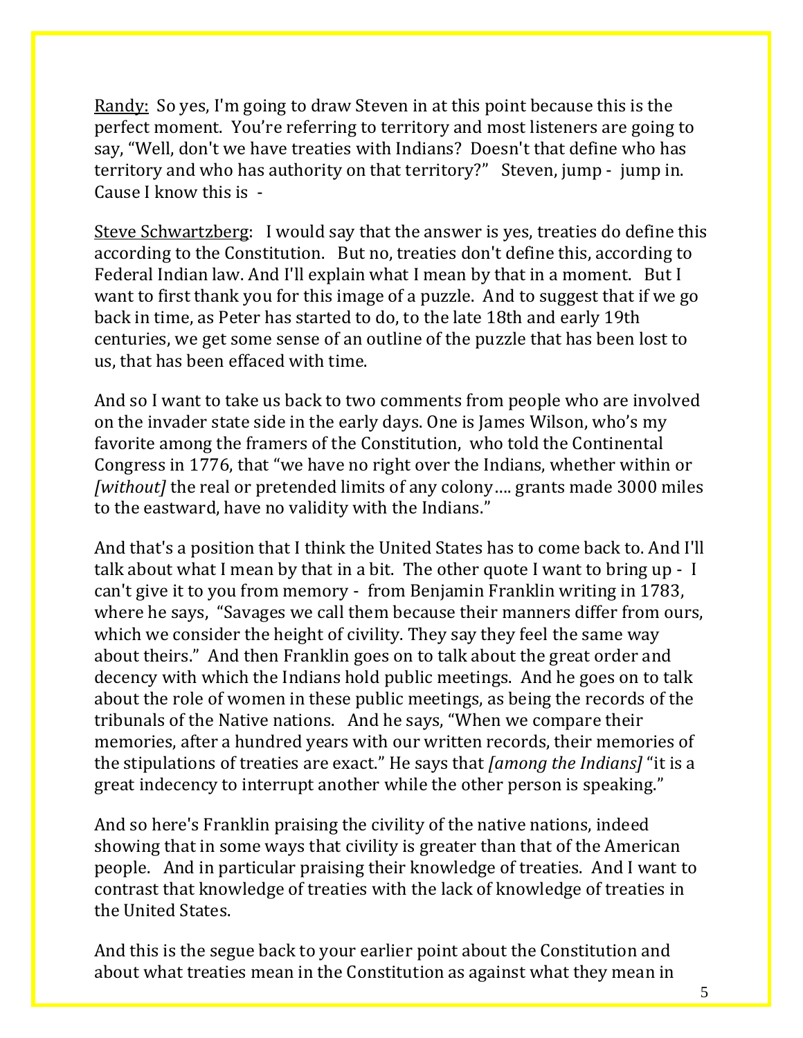<u>Randy:</u> So yes, I'm going to draw Steven in at this point because this is the perfect moment. You're referring to territory and most listeners are going to say, "Well, don't we have treaties with Indians? Doesn't that define who has territory and who has authority on that territory?" Steven, jump - jump in. Cause I know this is -

<u>Steve Schwartzberg</u>: I would say that the answer is yes, treaties do define this according to the Constitution. But no, treaties don't define this, according to Federal Indian law. And I'll explain what I mean by that in a moment. But I want to first thank you for this image of a puzzle. And to suggest that if we go back in time, as Peter has started to do, to the late 18th and early 19th centuries, we get some sense of an outline of the puzzle that has been lost to us, that has been effaced with time.

And so I want to take us back to two comments from people who are involved on the invader state side in the early days. One is James Wilson, who's my favorite among the framers of the Constitution, who told the Continental Congress in 1776, that "we have no right over the Indians, whether within or *[without]* the real or pretended limits of any colony…. grants made 3000 miles to the eastward, have no validity with the Indians."

And that's a position that I think the United States has to come back to. And I'll talk about what I mean by that in a bit. The other quote I want to bring up - I can't give it to you from memory - from Benjamin Franklin writing in 1783, where he says, "Savages we call them because their manners differ from ours, which we consider the height of civility. They say they feel the same way about theirs." And then Franklin goes on to talk about the great order and decency with which the Indians hold public meetings. And he goes on to talk about the role of women in these public meetings, as being the records of the tribunals of the Native nations. And he says, "When we compare their memories, after a hundred years with our written records, their memories of the stipulations of treaties are exact." He says that *[among the Indians]* "it is a great indecency to interrupt another while the other person is speaking."

And so here's Franklin praising the civility of the native nations, indeed showing that in some ways that civility is greater than that of the American people. And in particular praising their knowledge of treaties. And I want to contrast that knowledge of treaties with the lack of knowledge of treaties in the United States.

And this is the segue back to your earlier point about the Constitution and about what treaties mean in the Constitution as against what they mean in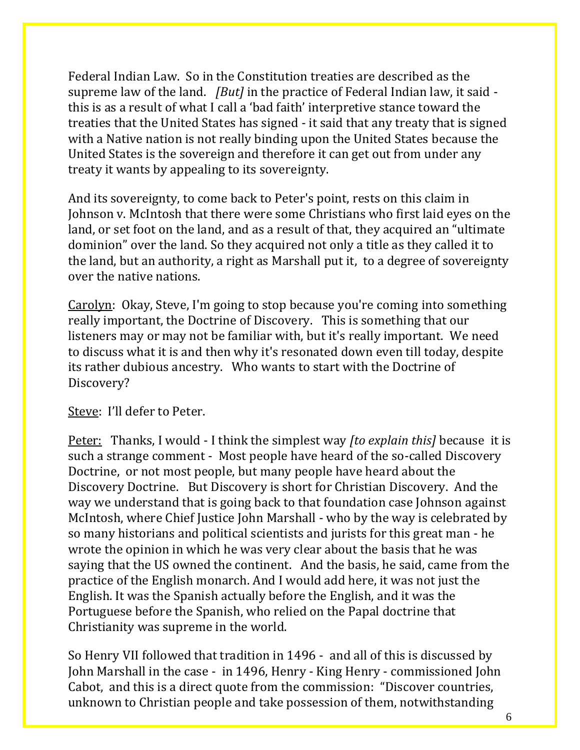Federal Indian Law. So in the Constitution treaties are described as the supreme law of the land. *[But]* in the practice of Federal Indian law, it said - this is as a result of what I call a 'bad faith' interpretive stance toward the treaties that the United States has signed - it said that any treaty that is signed with a Native nation is not really binding upon the United States because the United States is the sovereign and therefore it can get out from under any treaty it wants by appealing to its sovereignty.

And its sovereignty, to come back to Peter's point, rests on this claim in Johnson v. McIntosh that there were some Christians who first laid eyes on the land, or set foot on the land, and as a result of that, they acquired an "ultimate dominion" over the land. So they acquired not only a title as they called it to the land, but an authority, a right as Marshall put it, to a degree of sovereignty over the native nations.

<u>Carolyn</u>: Okay, Steve, I'm going to stop because you're coming into something really important, the Doctrine of Discovery. This is something that our listeners may or may not be familiar with, but it's really important. We need to discuss what it is and then why it's resonated down even till today, despite its rather dubious ancestry. Who wants to start with the Doctrine of Discovery?

<u>Steve</u>: I'll defer to Peter.

<u>Peter:</u> Thanks, I would - I think the simplest way *[to explain this]* because it is such a strange comment - Most people have heard of the so-called Discovery Doctrine, or not most people, but many people have heard about the Discovery Doctrine. But Discovery is short for Christian Discovery. And the way we understand that is going back to that foundation case Johnson against McIntosh, where Chief Justice John Marshall - who by the way is celebrated by so many historians and political scientists and jurists for this great man - he wrote the opinion in which he was very clear about the basis that he was saying that the US owned the continent. And the basis, he said, came from the practice of the English monarch. And I would add here, it was not just the English. It was the Spanish actually before the English, and it was the Portuguese before the Spanish, who relied on the Papal doctrine that Christianity was supreme in the world.

So Henry VII followed that tradition in 1496 - and all of this is discussed by John Marshall in the case - in 1496, Henry - King Henry - commissioned John Cabot, and this is a direct quote from the commission: "Discover countries, unknown to Christian people and take possession of them, notwithstanding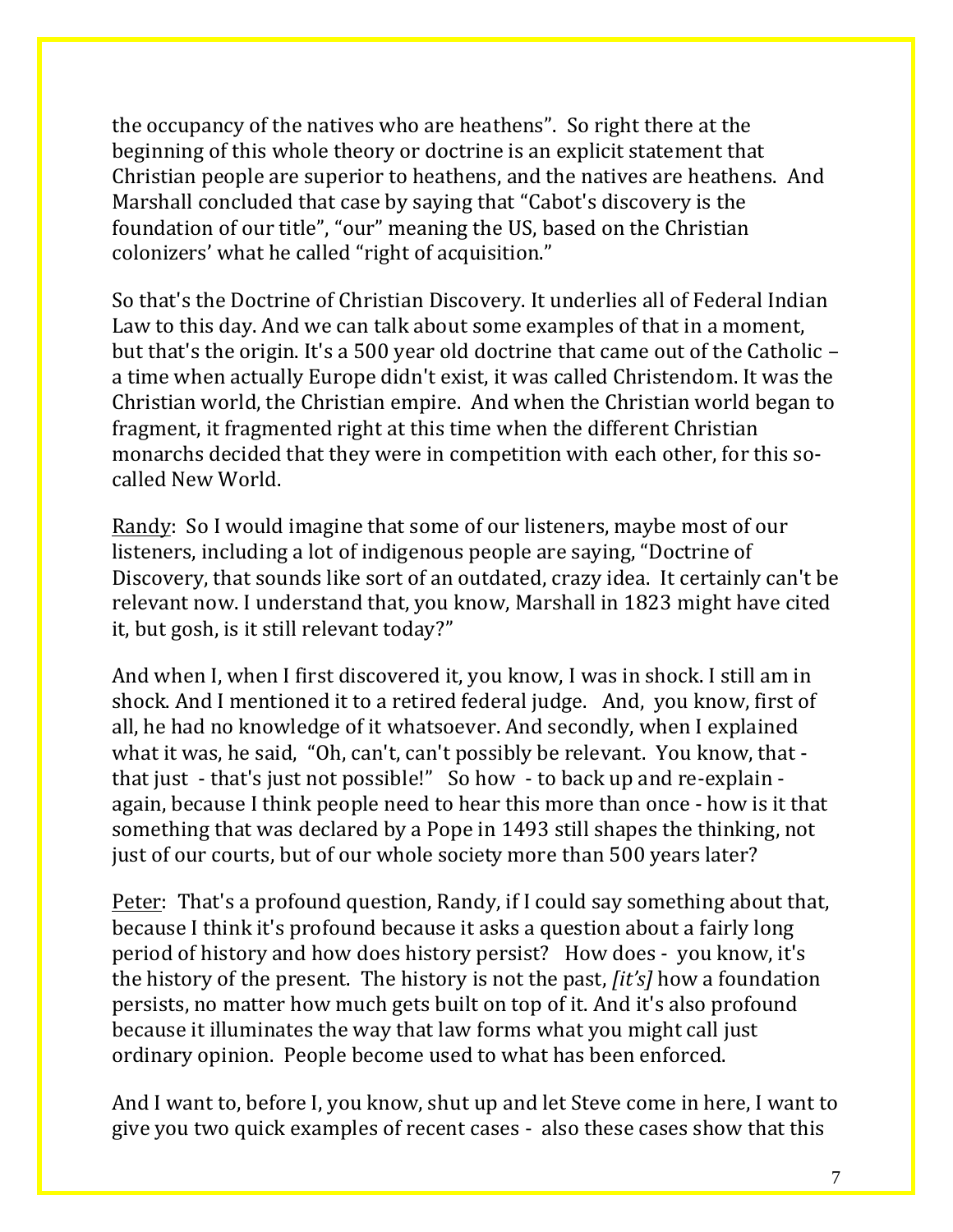the occupancy of the natives who are heathens". So right there at the beginning of this whole theory or doctrine is an explicit statement that Christian people are superior to heathens, and the natives are heathens. And Marshall concluded that case by saying that "Cabot's discovery is the foundation of our title", "our" meaning the US, based on the Christian colonizers' what he called "right of acquisition."

So that's the Doctrine of Christian Discovery. It underlies all of Federal Indian Law to this day. And we can talk about some examples of that in a moment, but that's the origin. It's a 500 year old doctrine that came out of the Catholic – a time when actually Europe didn't exist, it was called Christendom. It was the Christian world, the Christian empire. And when the Christian world began to fragment, it fragmented right at this time when the different Christian monarchs decided that they were in competition with each other, for this so-called New World.

<u>Randy</u>: So I would imagine that some of our listeners, maybe most of our listeners, including a lot of indigenous people are saying, "Doctrine of Discovery, that sounds like sort of an outdated, crazy idea. It certainly can't be relevant now. I understand that, you know, Marshall in 1823 might have cited it, but gosh, is it still relevant today?"

And when I, when I first discovered it, you know, I was in shock. I still am in shock. And I mentioned it to a retired federal judge. And, you know, first of all, he had no knowledge of it whatsoever. And secondly, when I explained what it was, he said, "Oh, can't, can't possibly be relevant. You know, that - that just - that's just not possible!" So how - to back up and re-explain - again, because I think people need to hear this more than once - how is it that something that was declared by a Pope in 1493 still shapes the thinking, not just of our courts, but of our whole society more than 500 years later?

<u>Peter</u>: That's a profound question, Randy, if I could say something about that, because I think it's profound because it asks a question about a fairly long period of history and how does history persist? How does - you know, it's the history of the present. The history is not the past, *[it's]* how a foundation persists, no matter how much gets built on top of it. And it's also profound because it illuminates the way that law forms what you might call just ordinary opinion. People become used to what has been enforced.

And I want to, before I, you know, shut up and let Steve come in here, I want to give you two quick examples of recent cases - also these cases show that this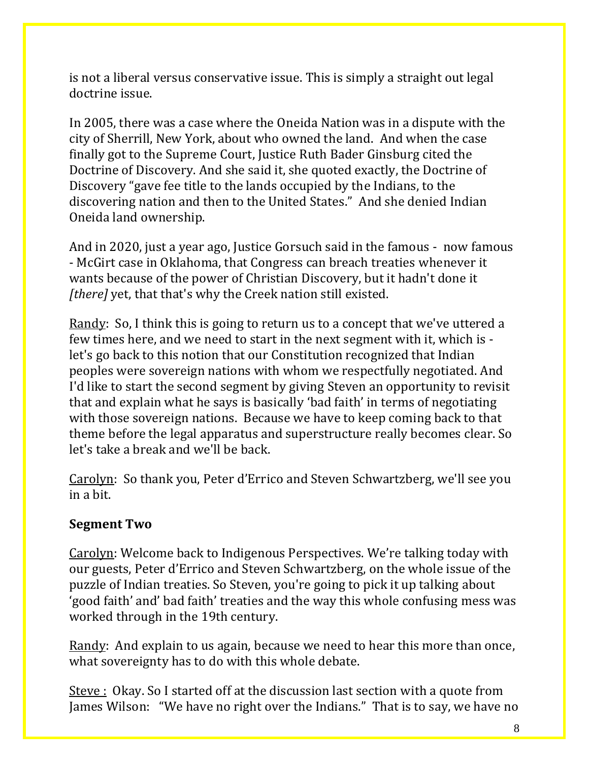is not a liberal versus conservative issue. This is simply a straight out legal doctrine issue.

In 2005, there was a case where the Oneida Nation was in a dispute with the city of Sherrill, New York, about who owned the land. And when the case finally got to the Supreme Court, Justice Ruth Bader Ginsburg cited the Doctrine of Discovery. And she said it, she quoted exactly, the Doctrine of Discovery "gave fee title to the lands occupied by the Indians, to the discovering nation and then to the United States." And she denied Indian Oneida land ownership.

And in 2020, just a year ago, Justice Gorsuch said in the famous - now famous - McGirt case in Oklahoma, that Congress can breach treaties whenever it wants because of the power of Christian Discovery, but it hadn't done it *[there]* yet, that that's why the Creek nation still existed.

<u>Randy</u>: So, I think this is going to return us to a concept that we've uttered a few times here, and we need to start in the next segment with it, which is - let's go back to this notion that our Constitution recognized that Indian peoples were sovereign nations with whom we respectfully negotiated. And I'd like to start the second segment by giving Steven an opportunity to revisit that and explain what he says is basically 'bad faith' in terms of negotiating with those sovereign nations. Because we have to keep coming back to that theme before the legal apparatus and superstructure really becomes clear. So let's take a break and we'll be back.

<u>Carolyn</u>: So thank you, Peter d'Errico and Steven Schwartzberg, we'll see you in a bit.

**Segment Two**

<u>Carolyn</u>: Welcome back to Indigenous Perspectives. We're talking today with our guests, Peter d'Errico and Steven Schwartzberg, on the whole issue of the puzzle of Indian treaties. So Steven, you're going to pick it up talking about 'good faith' and' bad faith' treaties and the way this whole confusing mess was worked through in the 19th century.

<u>Randy</u>: And explain to us again, because we need to hear this more than once, what sovereignty has to do with this whole debate.

<u>Steve :</u> Okay. So I started off at the discussion last section with a quote from James Wilson: "We have no right over the Indians." That is to say, we have no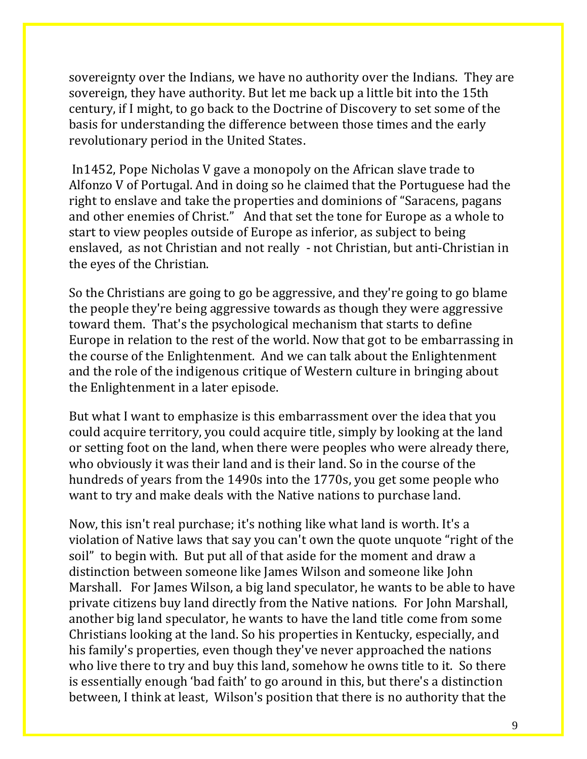sovereignty over the Indians, we have no authority over the Indians. They are sovereign, they have authority. But let me back up a little bit into the 15th century, if I might, to go back to the Doctrine of Discovery to set some of the basis for understanding the difference between those times and the early revolutionary period in the United States.

In1452, Pope Nicholas V gave a monopoly on the African slave trade to Alfonzo V of Portugal. And in doing so he claimed that the Portuguese had the right to enslave and take the properties and dominions of "Saracens, pagans and other enemies of Christ." And that set the tone for Europe as a whole to start to view peoples outside of Europe as inferior, as subject to being enslaved, as not Christian and not really - not Christian, but anti-Christian in the eyes of the Christian.

So the Christians are going to go be aggressive, and they're going to go blame the people they're being aggressive towards as though they were aggressive toward them. That's the psychological mechanism that starts to define Europe in relation to the rest of the world. Now that got to be embarrassing in the course of the Enlightenment. And we can talk about the Enlightenment and the role of the indigenous critique of Western culture in bringing about the Enlightenment in a later episode.

But what I want to emphasize is this embarrassment over the idea that you could acquire territory, you could acquire title, simply by looking at the land or setting foot on the land, when there were peoples who were already there, who obviously it was their land and is their land. So in the course of the hundreds of years from the 1490s into the 1770s, you get some people who want to try and make deals with the Native nations to purchase land.

Now, this isn't real purchase; it's nothing like what land is worth. It's a violation of Native laws that say you can't own the quote unquote "right of the soil" to begin with. But put all of that aside for the moment and draw a distinction between someone like James Wilson and someone like John Marshall. For James Wilson, a big land speculator, he wants to be able to have private citizens buy land directly from the Native nations. For John Marshall, another big land speculator, he wants to have the land title come from some Christians looking at the land. So his properties in Kentucky, especially, and his family's properties, even though they've never approached the nations who live there to try and buy this land, somehow he owns title to it. So there is essentially enough 'bad faith' to go around in this, but there's a distinction between, I think at least, Wilson's position that there is no authority that the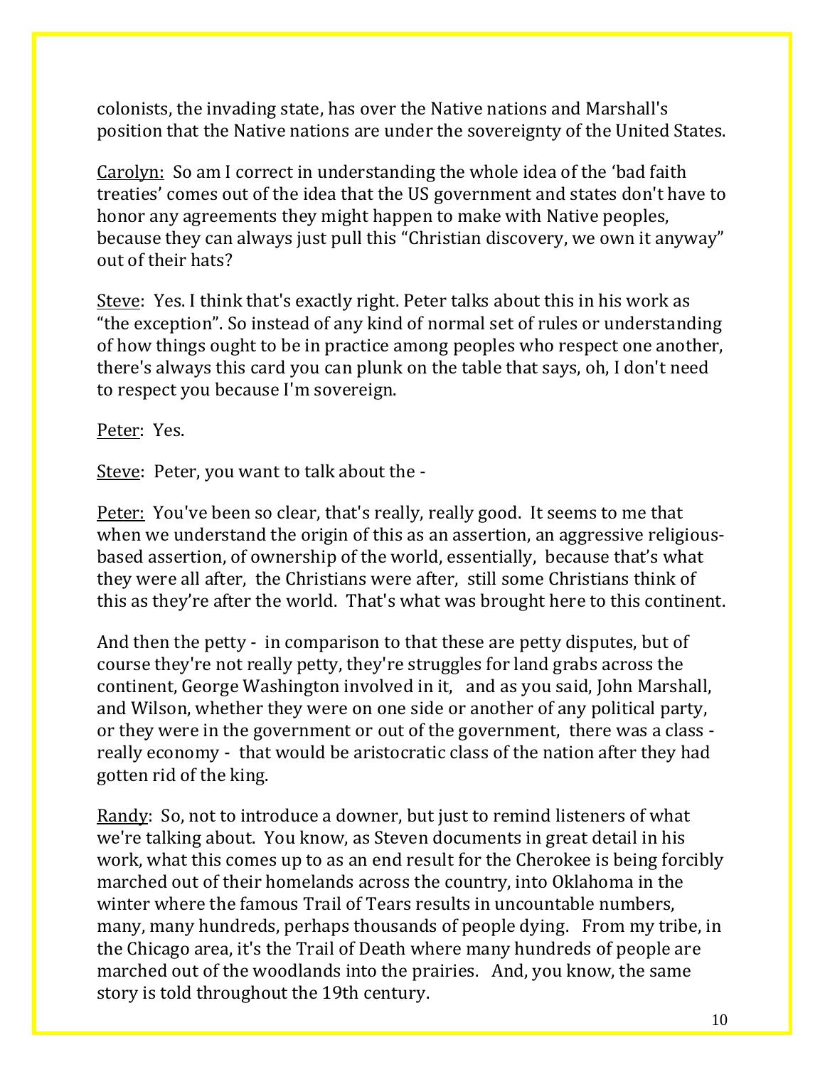colonists, the invading state, has over the Native nations and Marshall's position that the Native nations are under the sovereignty of the United States.

Carolyn: So am I correct in understanding the whole idea of the 'bad faith treaties' comes out of the idea that the US government and states don't have to honor any agreements they might happen to make with Native peoples, because they can always just pull this "Christian discovery, we own it anyway" out of their hats?

Steve: Yes. I think that's exactly right. Peter talks about this in his work as "the exception". So instead of any kind of normal set of rules or understanding of how things ought to be in practice among peoples who respect one another, there's always this card you can plunk on the table that says, oh, I don't need to respect you because I'm sovereign.

Peter: Yes.

Steve: Peter, you want to talk about the -

Peter: You've been so clear, that's really, really good. It seems to me that when we understand the origin of this as an assertion, an aggressive religious-based assertion, of ownership of the world, essentially, because that's what they were all after, the Christians were after, still some Christians think of this as they're after the world. That's what was brought here to this continent.

And then the petty - in comparison to that these are petty disputes, but of course they're not really petty, they're struggles for land grabs across the continent, George Washington involved in it, and as you said, John Marshall, and Wilson, whether they were on one side or another of any political party, or they were in the government or out of the government, there was a class - really economy - that would be aristocratic class of the nation after they had gotten rid of the king.

Randy: So, not to introduce a downer, but just to remind listeners of what we're talking about. You know, as Steven documents in great detail in his work, what this comes up to as an end result for the Cherokee is being forcibly marched out of their homelands across the country, into Oklahoma in the winter where the famous Trail of Tears results in uncountable numbers, many, many hundreds, perhaps thousands of people dying. From my tribe, in the Chicago area, it's the Trail of Death where many hundreds of people are marched out of the woodlands into the prairies. And, you know, the same story is told throughout the 19th century.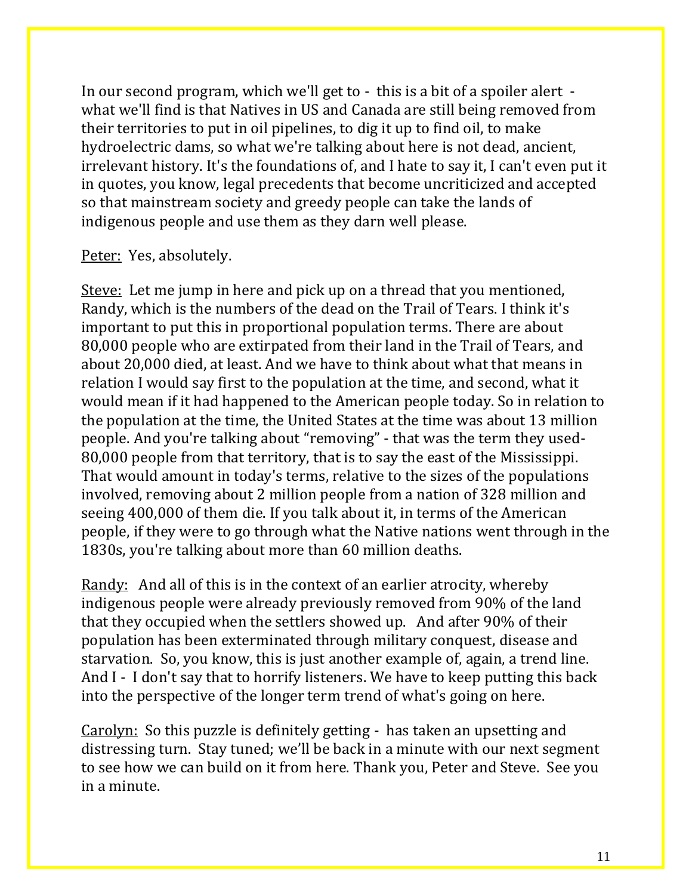In our second program, which we'll get to - this is a bit of a spoiler alert - what we'll find is that Natives in US and Canada are still being removed from their territories to put in oil pipelines, to dig it up to find oil, to make hydroelectric dams, so what we're talking about here is not dead, ancient, irrelevant history. It's the foundations of, and I hate to say it, I can't even put it in quotes, you know, legal precedents that become uncriticized and accepted so that mainstream society and greedy people can take the lands of indigenous people and use them as they darn well please.

<u>Peter:</u> Yes, absolutely.

<u>Steve:</u> Let me jump in here and pick up on a thread that you mentioned, Randy, which is the numbers of the dead on the Trail of Tears. I think it's important to put this in proportional population terms. There are about 80,000 people who are extirpated from their land in the Trail of Tears, and about 20,000 died, at least. And we have to think about what that means in relation I would say first to the population at the time, and second, what it would mean if it had happened to the American people today. So in relation to the population at the time, the United States at the time was about 13 million people. And you're talking about "removing" - that was the term they used- 80,000 people from that territory, that is to say the east of the Mississippi. That would amount in today's terms, relative to the sizes of the populations involved, removing about 2 million people from a nation of 328 million and seeing 400,000 of them die. If you talk about it, in terms of the American people, if they were to go through what the Native nations went through in the 1830s, you're talking about more than 60 million deaths.

<u>Randy:</u> And all of this is in the context of an earlier atrocity, whereby indigenous people were already previously removed from 90% of the land that they occupied when the settlers showed up. And after 90% of their population has been exterminated through military conquest, disease and starvation. So, you know, this is just another example of, again, a trend line. And I - I don't say that to horrify listeners. We have to keep putting this back into the perspective of the longer term trend of what's going on here.

<u>Carolyn:</u> So this puzzle is definitely getting - has taken an upsetting and distressing turn. Stay tuned; we'll be back in a minute with our next segment to see how we can build on it from here. Thank you, Peter and Steve. See you in a minute.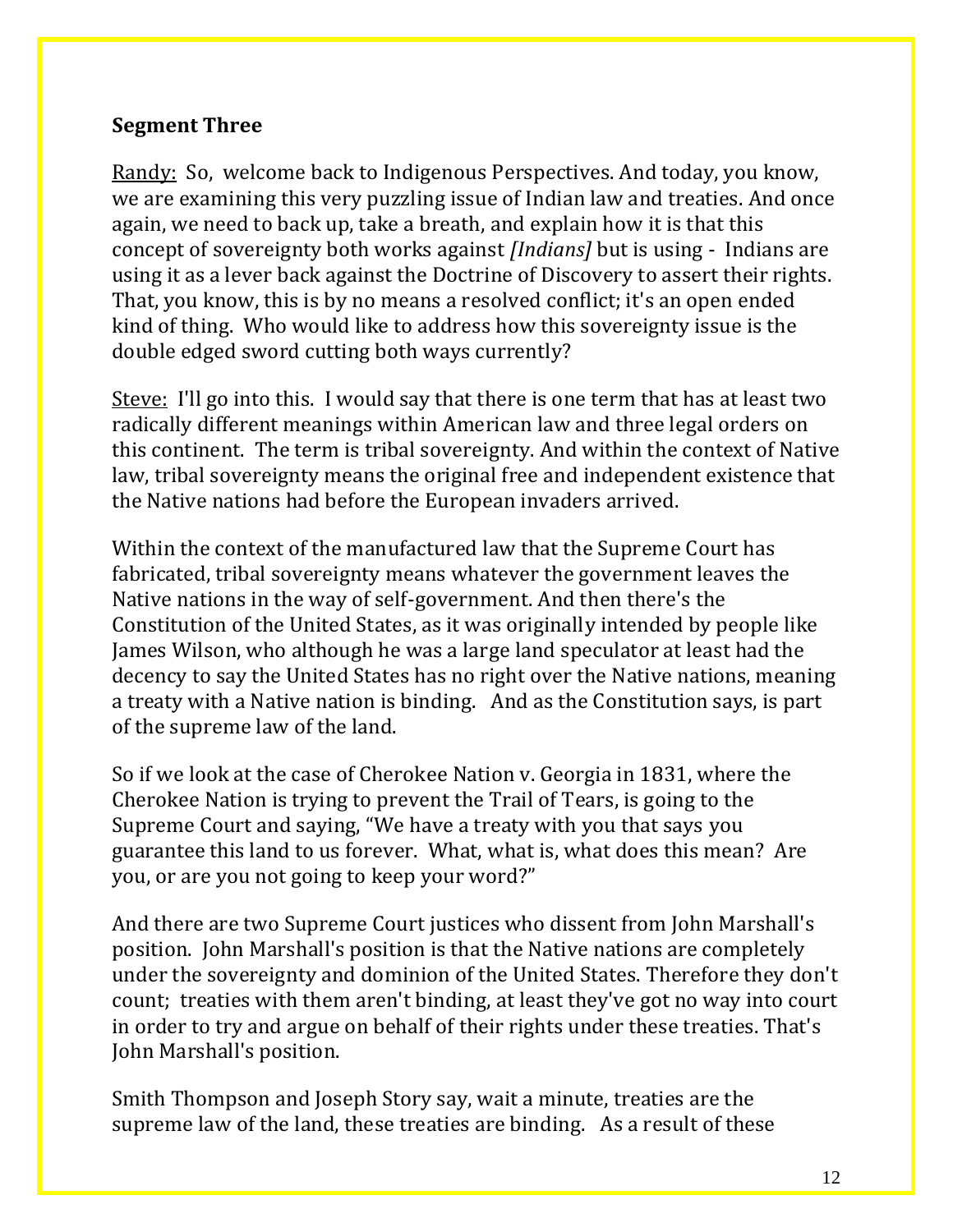**Segment Three**

Randy: So, welcome back to Indigenous Perspectives. And today, you know, we are examining this very puzzling issue of Indian law and treaties. And once again, we need to back up, take a breath, and explain how it is that this concept of sovereignty both works against *[Indians]* but is using - Indians are using it as a lever back against the Doctrine of Discovery to assert their rights. That, you know, this is by no means a resolved conflict; it's an open ended kind of thing. Who would like to address how this sovereignty issue is the double edged sword cutting both ways currently?

Steve: I'll go into this. I would say that there is one term that has at least two radically different meanings within American law and three legal orders on this continent. The term is tribal sovereignty. And within the context of Native law, tribal sovereignty means the original free and independent existence that the Native nations had before the European invaders arrived.

Within the context of the manufactured law that the Supreme Court has fabricated, tribal sovereignty means whatever the government leaves the Native nations in the way of self-government. And then there's the Constitution of the United States, as it was originally intended by people like James Wilson, who although he was a large land speculator at least had the decency to say the United States has no right over the Native nations, meaning a treaty with a Native nation is binding. And as the Constitution says, is part of the supreme law of the land.

So if we look at the case of Cherokee Nation v. Georgia in 1831, where the Cherokee Nation is trying to prevent the Trail of Tears, is going to the Supreme Court and saying, "We have a treaty with you that says you guarantee this land to us forever. What, what is, what does this mean? Are you, or are you not going to keep your word?"

And there are two Supreme Court justices who dissent from John Marshall's position. John Marshall's position is that the Native nations are completely under the sovereignty and dominion of the United States. Therefore they don't count; treaties with them aren't binding, at least they've got no way into court in order to try and argue on behalf of their rights under these treaties. That's John Marshall's position.

Smith Thompson and Joseph Story say, wait a minute, treaties are the supreme law of the land, these treaties are binding. As a result of these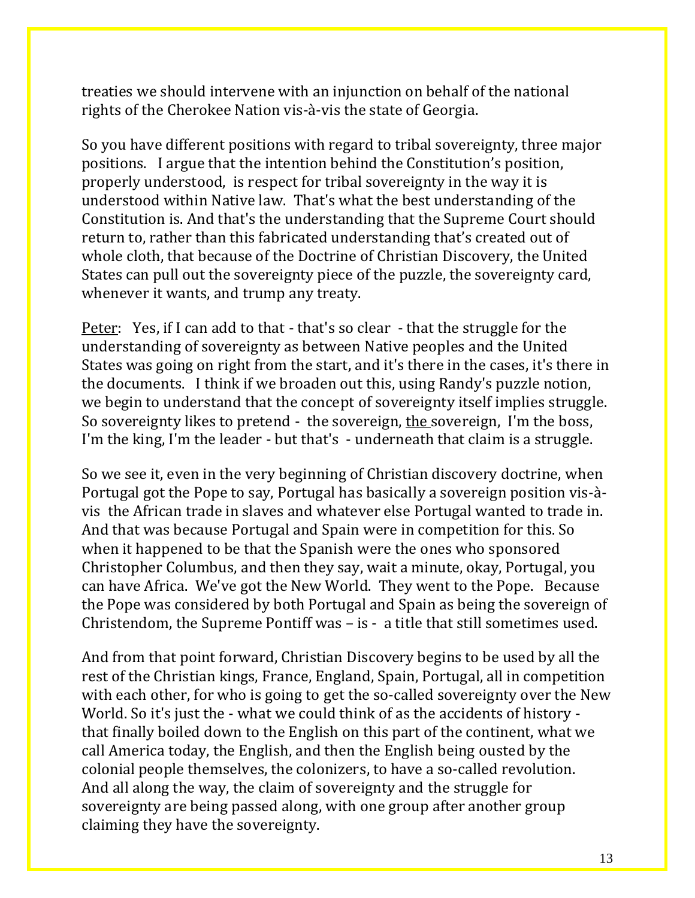treaties we should intervene with an injunction on behalf of the national rights of the Cherokee Nation vis-à-vis the state of Georgia.

So you have different positions with regard to tribal sovereignty, three major positions. I argue that the intention behind the Constitution's position, properly understood, is respect for tribal sovereignty in the way it is understood within Native law. That's what the best understanding of the Constitution is. And that's the understanding that the Supreme Court should return to, rather than this fabricated understanding that's created out of whole cloth, that because of the Doctrine of Christian Discovery, the United States can pull out the sovereignty piece of the puzzle, the sovereignty card, whenever it wants, and trump any treaty.

<u>Peter</u>: Yes, if I can add to that - that's so clear - that the struggle for the understanding of sovereignty as between Native peoples and the United States was going on right from the start, and it's there in the cases, it's there in the documents. I think if we broaden out this, using Randy's puzzle notion, we begin to understand that the concept of sovereignty itself implies struggle. So sovereignty likes to pretend - the sovereign, <u>the</u> sovereign, I'm the boss, I'm the king, I'm the leader - but that's - underneath that claim is a struggle.

So we see it, even in the very beginning of Christian discovery doctrine, when Portugal got the Pope to say, Portugal has basically a sovereign position vis-à-vis the African trade in slaves and whatever else Portugal wanted to trade in. And that was because Portugal and Spain were in competition for this. So when it happened to be that the Spanish were the ones who sponsored Christopher Columbus, and then they say, wait a minute, okay, Portugal, you can have Africa. We've got the New World. They went to the Pope. Because the Pope was considered by both Portugal and Spain as being the sovereign of Christendom, the Supreme Pontiff was – is - a title that still sometimes used.

And from that point forward, Christian Discovery begins to be used by all the rest of the Christian kings, France, England, Spain, Portugal, all in competition with each other, for who is going to get the so-called sovereignty over the New World. So it's just the - what we could think of as the accidents of history - that finally boiled down to the English on this part of the continent, what we call America today, the English, and then the English being ousted by the colonial people themselves, the colonizers, to have a so-called revolution. And all along the way, the claim of sovereignty and the struggle for sovereignty are being passed along, with one group after another group claiming they have the sovereignty.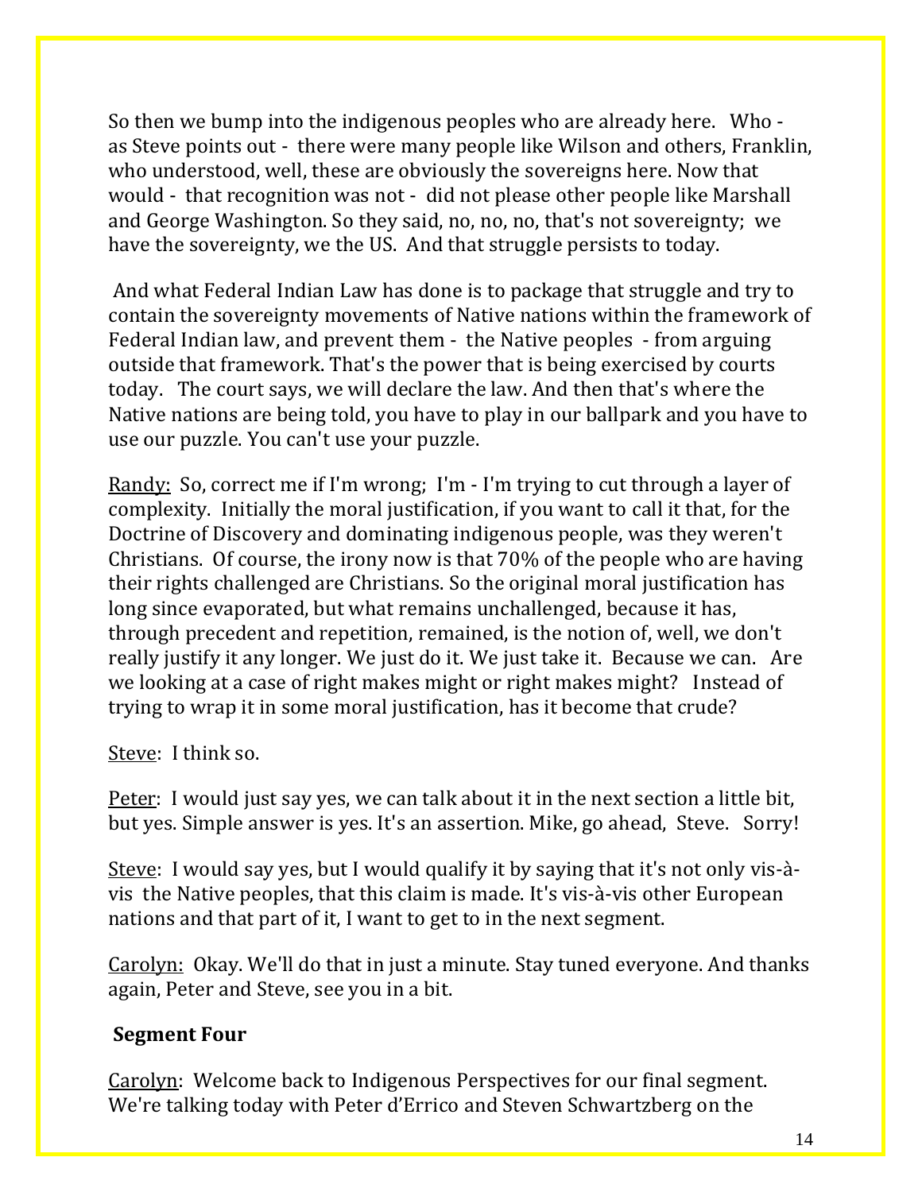So then we bump into the indigenous peoples who are already here. Who - as Steve points out - there were many people like Wilson and others, Franklin, who understood, well, these are obviously the sovereigns here. Now that would - that recognition was not - did not please other people like Marshall and George Washington. So they said, no, no, no, that's not sovereignty; we have the sovereignty, we the US. And that struggle persists to today.

And what Federal Indian Law has done is to package that struggle and try to contain the sovereignty movements of Native nations within the framework of Federal Indian law, and prevent them - the Native peoples - from arguing outside that framework. That's the power that is being exercised by courts today. The court says, we will declare the law. And then that's where the Native nations are being told, you have to play in our ballpark and you have to use our puzzle. You can't use your puzzle.

Randy: So, correct me if I'm wrong; I'm - I'm trying to cut through a layer of complexity. Initially the moral justification, if you want to call it that, for the Doctrine of Discovery and dominating indigenous people, was they weren't Christians. Of course, the irony now is that 70% of the people who are having their rights challenged are Christians. So the original moral justification has long since evaporated, but what remains unchallenged, because it has, through precedent and repetition, remained, is the notion of, well, we don't really justify it any longer. We just do it. We just take it. Because we can. Are we looking at a case of right makes might or right makes might? Instead of trying to wrap it in some moral justification, has it become that crude?

Steve: I think so.

Peter: I would just say yes, we can talk about it in the next section a little bit, but yes. Simple answer is yes. It's an assertion. Mike, go ahead, Steve. Sorry!

Steve: I would say yes, but I would qualify it by saying that it's not only vis-à-vis the Native peoples, that this claim is made. It's vis-à-vis other European nations and that part of it, I want to get to in the next segment.

Carolyn: Okay. We'll do that in just a minute. Stay tuned everyone. And thanks again, Peter and Steve, see you in a bit.

**Segment Four**

Carolyn: Welcome back to Indigenous Perspectives for our final segment. We're talking today with Peter d'Errico and Steven Schwartzberg on the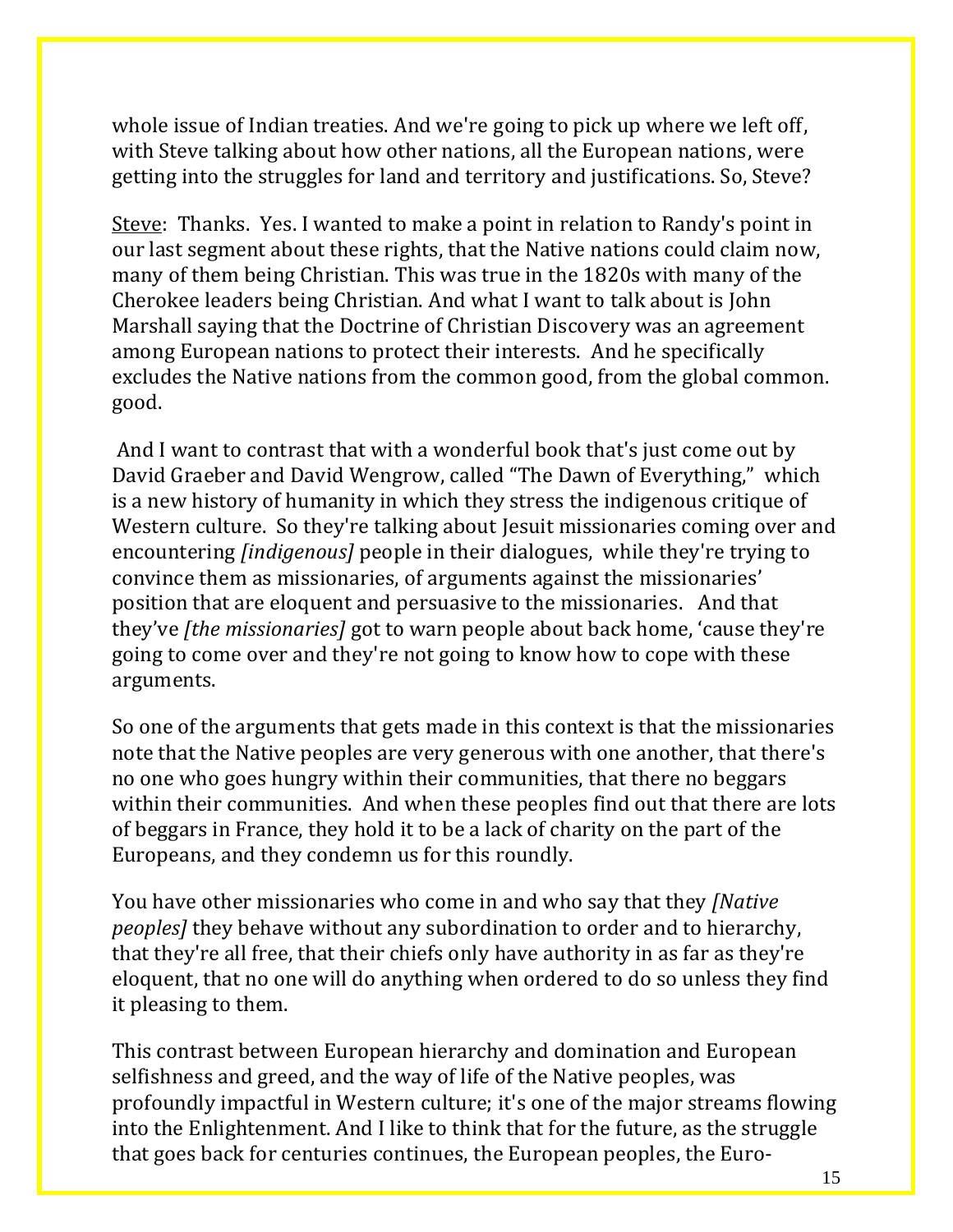whole issue of Indian treaties. And we're going to pick up where we left off, with Steve talking about how other nations, all the European nations, were getting into the struggles for land and territory and justifications. So, Steve?

<u>Steve</u>: Thanks. Yes. I wanted to make a point in relation to Randy's point in our last segment about these rights, that the Native nations could claim now, many of them being Christian. This was true in the 1820s with many of the Cherokee leaders being Christian. And what I want to talk about is John Marshall saying that the Doctrine of Christian Discovery was an agreement among European nations to protect their interests. And he specifically excludes the Native nations from the common good, from the global common. good.

And I want to contrast that with a wonderful book that's just come out by David Graeber and David Wengrow, called "The Dawn of Everything," which is a new history of humanity in which they stress the indigenous critique of Western culture. So they're talking about Jesuit missionaries coming over and encountering *[indigenous]* people in their dialogues, while they're trying to convince them as missionaries, of arguments against the missionaries' position that are eloquent and persuasive to the missionaries. And that they've *[the missionaries]* got to warn people about back home, 'cause they're going to come over and they're not going to know how to cope with these arguments.

So one of the arguments that gets made in this context is that the missionaries note that the Native peoples are very generous with one another, that there's no one who goes hungry within their communities, that there no beggars within their communities. And when these peoples find out that there are lots of beggars in France, they hold it to be a lack of charity on the part of the Europeans, and they condemn us for this roundly.

You have other missionaries who come in and who say that they *[Native peoples]* they behave without any subordination to order and to hierarchy, that they're all free, that their chiefs only have authority in as far as they're eloquent, that no one will do anything when ordered to do so unless they find it pleasing to them.

This contrast between European hierarchy and domination and European selfishness and greed, and the way of life of the Native peoples, was profoundly impactful in Western culture; it's one of the major streams flowing into the Enlightenment. And I like to think that for the future, as the struggle that goes back for centuries continues, the European peoples, the Euro-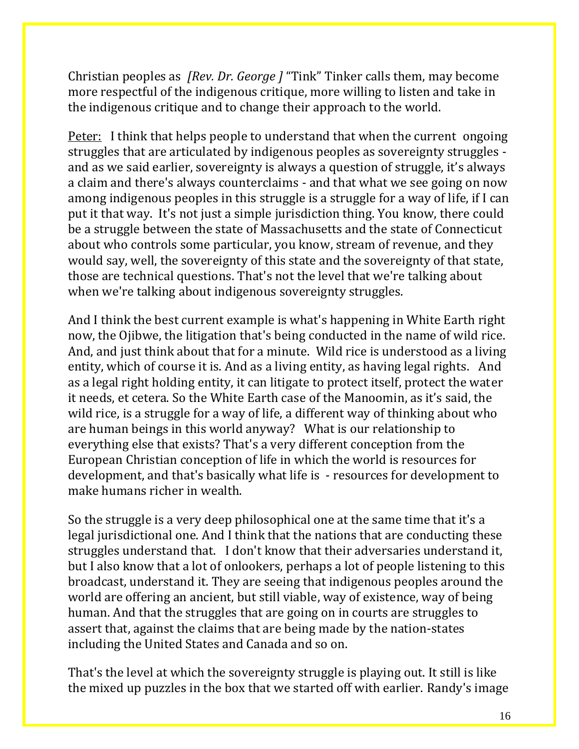Christian peoples as *[Rev. Dr. George ]* "Tink" Tinker calls them, may become more respectful of the indigenous critique, more willing to listen and take in the indigenous critique and to change their approach to the world.

<u>Peter:</u> I think that helps people to understand that when the current ongoing struggles that are articulated by indigenous peoples as sovereignty struggles - and as we said earlier, sovereignty is always a question of struggle, it's always a claim and there's always counterclaims - and that what we see going on now among indigenous peoples in this struggle is a struggle for a way of life, if I can put it that way. It's not just a simple jurisdiction thing. You know, there could be a struggle between the state of Massachusetts and the state of Connecticut about who controls some particular, you know, stream of revenue, and they would say, well, the sovereignty of this state and the sovereignty of that state, those are technical questions. That's not the level that we're talking about when we're talking about indigenous sovereignty struggles.

And I think the best current example is what's happening in White Earth right now, the Ojibwe, the litigation that's being conducted in the name of wild rice. And, and just think about that for a minute. Wild rice is understood as a living entity, which of course it is. And as a living entity, as having legal rights. And as a legal right holding entity, it can litigate to protect itself, protect the water it needs, et cetera. So the White Earth case of the Manoomin, as it's said, the wild rice, is a struggle for a way of life, a different way of thinking about who are human beings in this world anyway? What is our relationship to everything else that exists? That's a very different conception from the European Christian conception of life in which the world is resources for development, and that's basically what life is - resources for development to make humans richer in wealth.

So the struggle is a very deep philosophical one at the same time that it's a legal jurisdictional one. And I think that the nations that are conducting these struggles understand that. I don't know that their adversaries understand it, but I also know that a lot of onlookers, perhaps a lot of people listening to this broadcast, understand it. They are seeing that indigenous peoples around the world are offering an ancient, but still viable, way of existence, way of being human. And that the struggles that are going on in courts are struggles to assert that, against the claims that are being made by the nation-states including the United States and Canada and so on.

That's the level at which the sovereignty struggle is playing out. It still is like the mixed up puzzles in the box that we started off with earlier. Randy's image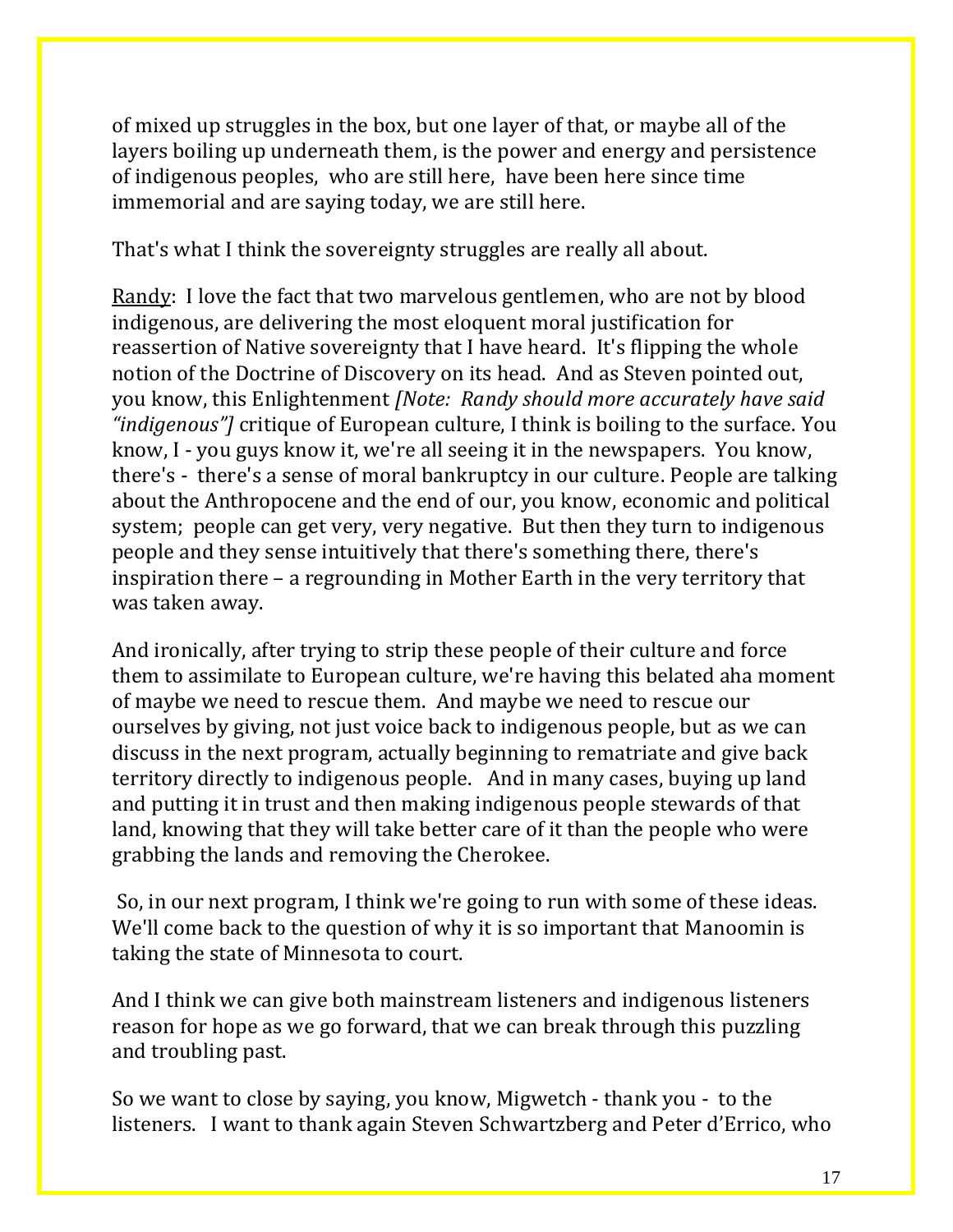of mixed up struggles in the box, but one layer of that, or maybe all of the layers boiling up underneath them, is the power and energy and persistence of indigenous peoples, who are still here, have been here since time immemorial and are saying today, we are still here.

That's what I think the sovereignty struggles are really all about.

Randy: I love the fact that two marvelous gentlemen, who are not by blood indigenous, are delivering the most eloquent moral justification for reassertion of Native sovereignty that I have heard. It's flipping the whole notion of the Doctrine of Discovery on its head. And as Steven pointed out, you know, this Enlightenment *[Note: Randy should more accurately have said "indigenous"]* critique of European culture, I think is boiling to the surface. You know, I - you guys know it, we're all seeing it in the newspapers. You know, there's - there's a sense of moral bankruptcy in our culture. People are talking about the Anthropocene and the end of our, you know, economic and political system; people can get very, very negative. But then they turn to indigenous people and they sense intuitively that there's something there, there's inspiration there – a regrounding in Mother Earth in the very territory that was taken away.

And ironically, after trying to strip these people of their culture and force them to assimilate to European culture, we're having this belated aha moment of maybe we need to rescue them. And maybe we need to rescue our ourselves by giving, not just voice back to indigenous people, but as we can discuss in the next program, actually beginning to rematriate and give back territory directly to indigenous people. And in many cases, buying up land and putting it in trust and then making indigenous people stewards of that land, knowing that they will take better care of it than the people who were grabbing the lands and removing the Cherokee.

So, in our next program, I think we're going to run with some of these ideas. We'll come back to the question of why it is so important that Manoomin is taking the state of Minnesota to court.

And I think we can give both mainstream listeners and indigenous listeners reason for hope as we go forward, that we can break through this puzzling and troubling past.

So we want to close by saying, you know, Migwetch - thank you - to the listeners. I want to thank again Steven Schwartzberg and Peter d'Errico, who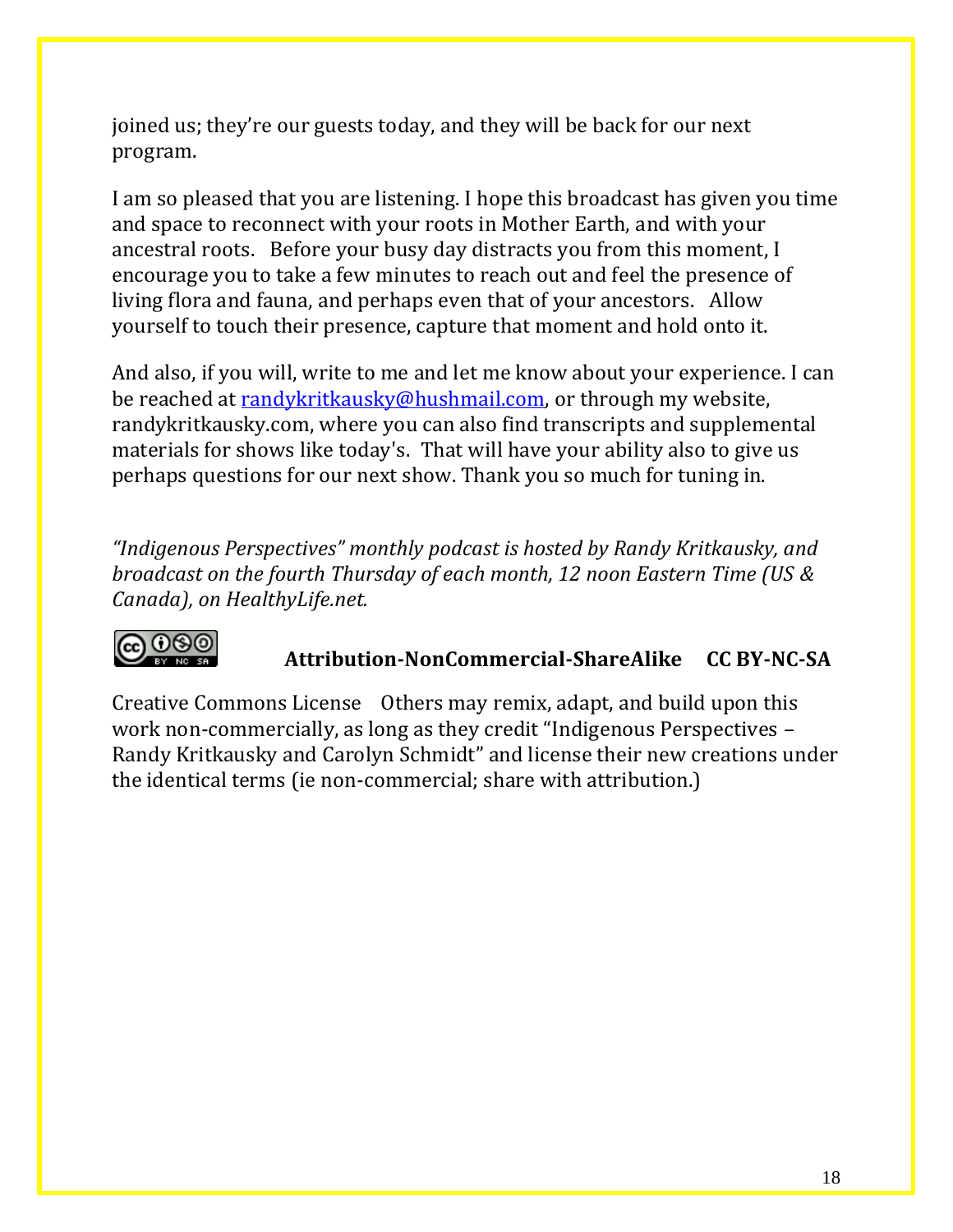joined us; they're our guests today, and they will be back for our next program.

I am so pleased that you are listening. I hope this broadcast has given you time and space to reconnect with your roots in Mother Earth, and with your ancestral roots. Before your busy day distracts you from this moment, I encourage you to take a few minutes to reach out and feel the presence of living flora and fauna, and perhaps even that of your ancestors. Allow yourself to touch their presence, capture that moment and hold onto it.

And also, if you will, write to me and let me know about your experience. I can be reached at randykritkausky@hushmail.com, or through my website, randykritkausky.com, where you can also find transcripts and supplemental materials for shows like today's. That will have your ability also to give us perhaps questions for our next show. Thank you so much for tuning in.

*"Indigenous Perspectives" monthly podcast is hosted by Randy Kritkausky, and broadcast on the fourth Thursday of each month, 12 noon Eastern Time (US & Canada), on HealthyLife.net.*

**Attribution-NonCommercial-ShareAlike CC BY-NC-SA**

Creative Commons License Others may remix, adapt, and build upon this work non-commercially, as long as they credit "Indigenous Perspectives – Randy Kritkausky and Carolyn Schmidt" and license their new creations under the identical terms (ie non-commercial; share with attribution.)